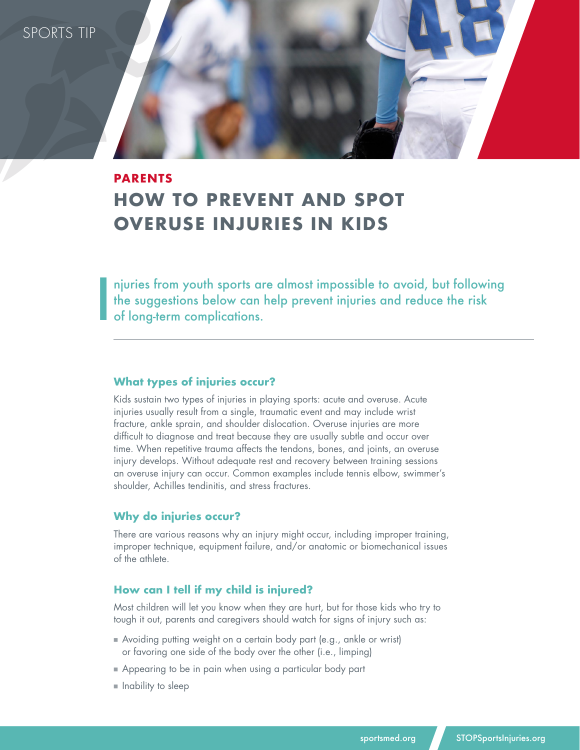SPORTS TIP

**PARENTS**

# HOW TO PREVENT AND SPOT OVERUSE INJURIES IN KIDS

Injuries from youth sports are almost impossible to avoid, but following the suggestions below can help prevent injuries and reduce the risk of long-term complications.

---

## What types of injuries occur?

Kids sustain two types of injuries in playing sports: acute and overuse. Acute injuries usually result from a single, traumatic event and may include wrist fracture, ankle sprain, and shoulder dislocation. Overuse injuries are more difficult to diagnose and treat because they are usually subtle and occur over time. When repetitive trauma affects the tendons, bones, and joints, an overuse injury develops. Without adequate rest and recovery between training sessions an overuse injury can occur. Common examples include tennis elbow, swimmer's shoulder, Achilles tendinitis, and stress fractures.

## Why do injuries occur?

There are various reasons why an injury might occur, including improper training, improper technique, equipment failure, and/or anatomic or biomechanical issues of the athlete.

## How can I tell if my child is injured?

Most children will let you know when they are hurt, but for those kids who try to tough it out, parents and caregivers should watch for signs of injury such as:

- Avoiding putting weight on a certain body part (e.g., ankle or wrist) or favoring one side of the body over the other (i.e., limping)
- Appearing to be in pain when using a particular body part
- Inability to sleep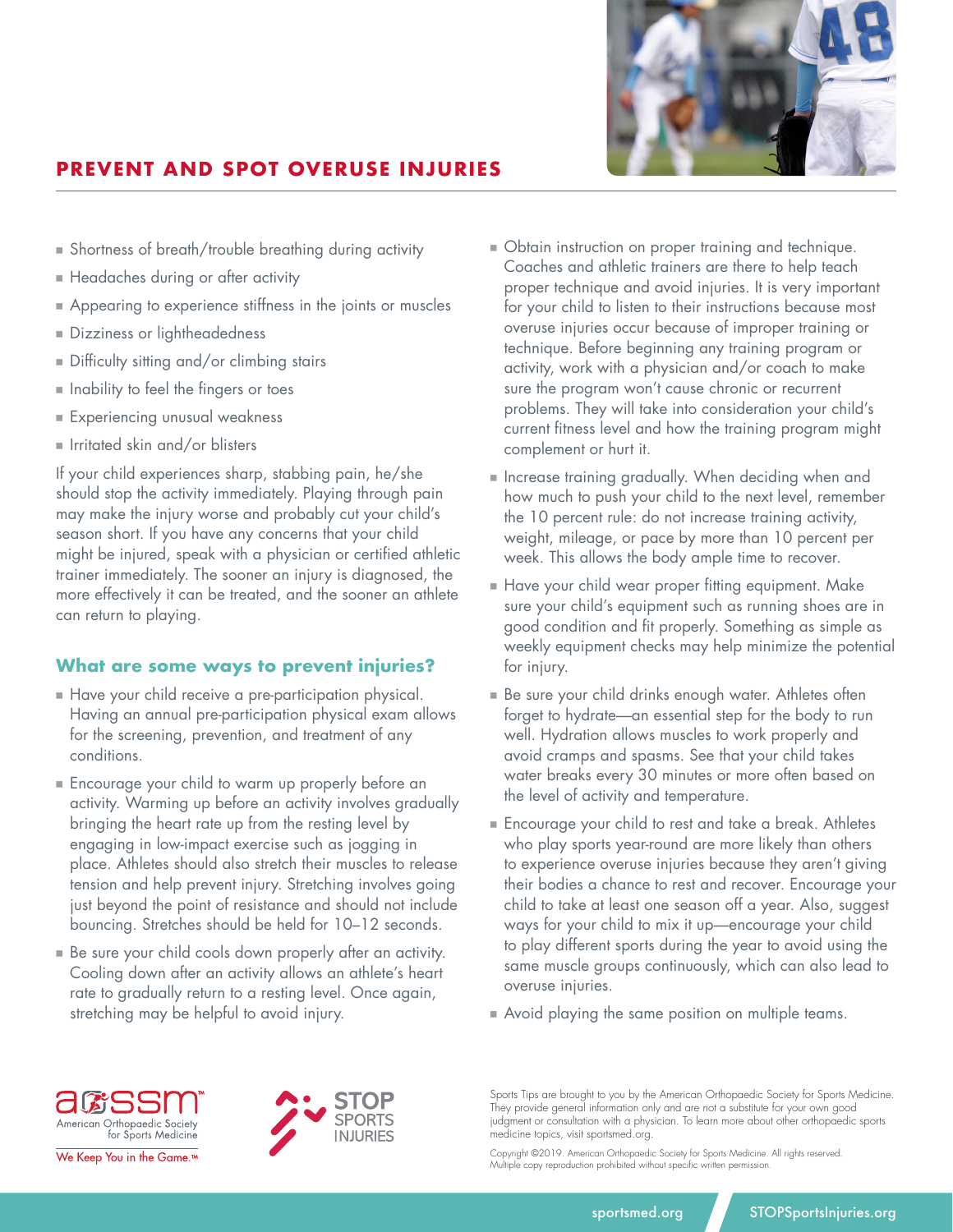## PREVENT AND SPOT OVERUSE INJURIES

- Shortness of breath/trouble breathing during activity
- Headaches during or after activity
- Appearing to experience stiffness in the joints or muscles
- Dizziness or lightheadedness
- Difficulty sitting and/or climbing stairs
- Inability to feel the fingers or toes
- Experiencing unusual weakness
- Irritated skin and/or blisters

If your child experiences sharp, stabbing pain, he/she should stop the activity immediately. Playing through pain may make the injury worse and probably cut your child's season short. If you have any concerns that your child might be injured, speak with a physician or certified athletic trainer immediately. The sooner an injury is diagnosed, the more effectively it can be treated, and the sooner an athlete can return to playing.

### What are some ways to prevent injuries?

- Have your child receive a pre-participation physical. Having an annual pre-participation physical exam allows for the screening, prevention, and treatment of any conditions.
- Encourage your child to warm up properly before an activity. Warming up before an activity involves gradually bringing the heart rate up from the resting level by engaging in low-impact exercise such as jogging in place. Athletes should also stretch their muscles to release tension and help prevent injury. Stretching involves going just beyond the point of resistance and should not include bouncing. Stretches should be held for 10–12 seconds.
- Be sure your child cools down properly after an activity. Cooling down after an activity allows an athlete's heart rate to gradually return to a resting level. Once again, stretching may be helpful to avoid injury.
- Obtain instruction on proper training and technique. Coaches and athletic trainers are there to help teach proper technique and avoid injuries. It is very important for your child to listen to their instructions because most overuse injuries occur because of improper training or technique. Before beginning any training program or activity, work with a physician and/or coach to make sure the program won't cause chronic or recurrent problems. They will take into consideration your child's current fitness level and how the training program might complement or hurt it.
- Increase training gradually. When deciding when and how much to push your child to the next level, remember the 10 percent rule: do not increase training activity, weight, mileage, or pace by more than 10 percent per week. This allows the body ample time to recover.
- Have your child wear proper fitting equipment. Make sure your child's equipment such as running shoes are in good condition and fit properly. Something as simple as weekly equipment checks may help minimize the potential for injury.
- Be sure your child drinks enough water. Athletes often forget to hydrate—an essential step for the body to run well. Hydration allows muscles to work properly and avoid cramps and spasms. See that your child takes water breaks every 30 minutes or more often based on the level of activity and temperature.
- Encourage your child to rest and take a break. Athletes who play sports year-round are more likely than others to experience overuse injuries because they aren't giving their bodies a chance to rest and recover. Encourage your child to take at least one season off a year. Also, suggest ways for your child to mix it up—encourage your child to play different sports during the year to avoid using the same muscle groups continuously, which can also lead to overuse injuries.
- Avoid playing the same position on multiple teams.

aossm™
American Orthopaedic Society for Sports Medicine
We Keep You in the Game.™

STOP SPORTS INJURIES

Sports Tips are brought to you by the American Orthopaedic Society for Sports Medicine. They provide general information only and are not a substitute for your own good judgment or consultation with a physician. To learn more about other orthopaedic sports medicine topics, visit sportsmed.org.

Copyright ©2019. American Orthopaedic Society for Sports Medicine. All rights reserved. Multiple copy reproduction prohibited without specific written permission.

sportsmed.org STOPSportsInjuries.org